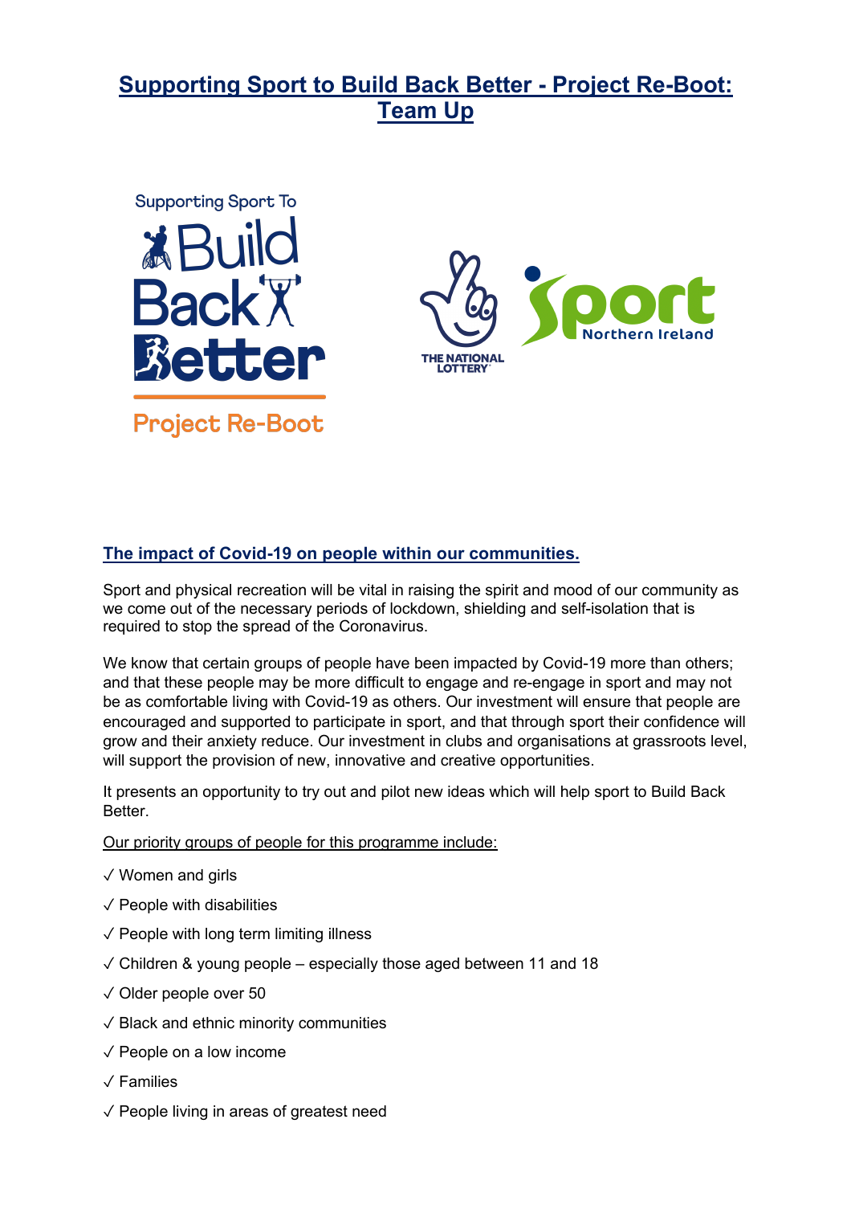# Supporting Sport to Build Back Better - Project Re-Boot: Team Up

## The impact of Covid-19 on people within our communities.

Sport and physical recreation will be vital in raising the spirit and mood of our community as we come out of the necessary periods of lockdown, shielding and self-isolation that is required to stop the spread of the Coronavirus.

We know that certain groups of people have been impacted by Covid-19 more than others; and that these people may be more difficult to engage and re-engage in sport and may not be as comfortable living with Covid-19 as others. Our investment will ensure that people are encouraged and supported to participate in sport, and that through sport their confidence will grow and their anxiety reduce. Our investment in clubs and organisations at grassroots level, will support the provision of new, innovative and creative opportunities.

It presents an opportunity to try out and pilot new ideas which will help sport to Build Back Better.

Our priority groups of people for this programme include:

✓ Women and girls

✓ People with disabilities

✓ People with long term limiting illness

✓ Children & young people – especially those aged between 11 and 18

✓ Older people over 50

✓ Black and ethnic minority communities

✓ People on a low income

✓ Families

✓ People living in areas of greatest need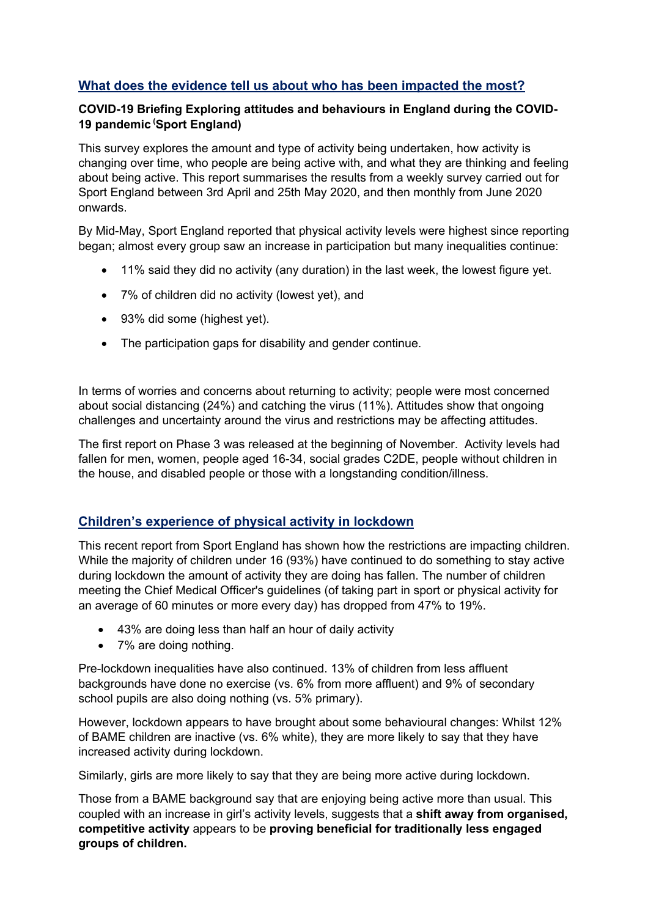## What does the evidence tell us about who has been impacted the most?

**COVID-19 Briefing Exploring attitudes and behaviours in England during the COVID-19 pandemic (Sport England)**

This survey explores the amount and type of activity being undertaken, how activity is changing over time, who people are being active with, and what they are thinking and feeling about being active. This report summarises the results from a weekly survey carried out for Sport England between 3rd April and 25th May 2020, and then monthly from June 2020 onwards.

By Mid-May, Sport England reported that physical activity levels were highest since reporting began; almost every group saw an increase in participation but many inequalities continue:

- 11% said they did no activity (any duration) in the last week, the lowest figure yet.
- 7% of children did no activity (lowest yet), and
- 93% did some (highest yet).
- The participation gaps for disability and gender continue.

In terms of worries and concerns about returning to activity; people were most concerned about social distancing (24%) and catching the virus (11%). Attitudes show that ongoing challenges and uncertainty around the virus and restrictions may be affecting attitudes.

The first report on Phase 3 was released at the beginning of November. Activity levels had fallen for men, women, people aged 16-34, social grades C2DE, people without children in the house, and disabled people or those with a longstanding condition/illness.

## Children's experience of physical activity in lockdown

This recent report from Sport England has shown how the restrictions are impacting children. While the majority of children under 16 (93%) have continued to do something to stay active during lockdown the amount of activity they are doing has fallen. The number of children meeting the Chief Medical Officer's guidelines (of taking part in sport or physical activity for an average of 60 minutes or more every day) has dropped from 47% to 19%.

- 43% are doing less than half an hour of daily activity
- 7% are doing nothing.

Pre-lockdown inequalities have also continued. 13% of children from less affluent backgrounds have done no exercise (vs. 6% from more affluent) and 9% of secondary school pupils are also doing nothing (vs. 5% primary).

However, lockdown appears to have brought about some behavioural changes: Whilst 12% of BAME children are inactive (vs. 6% white), they are more likely to say that they have increased activity during lockdown.

Similarly, girls are more likely to say that they are being more active during lockdown.

Those from a BAME background say that are enjoying being active more than usual. This coupled with an increase in girl's activity levels, suggests that a **shift away from organised, competitive activity** appears to be **proving beneficial for traditionally less engaged groups of children.**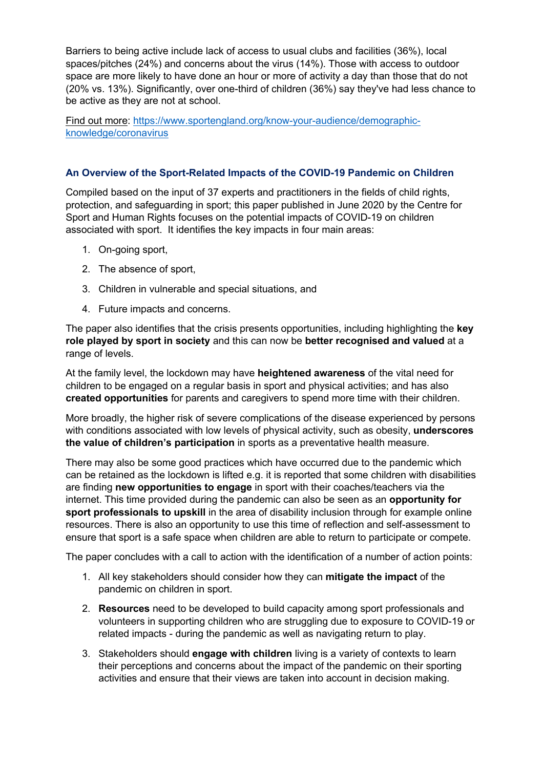Barriers to being active include lack of access to usual clubs and facilities (36%), local spaces/pitches (24%) and concerns about the virus (14%). Those with access to outdoor space are more likely to have done an hour or more of activity a day than those that do not (20% vs. 13%). Significantly, over one-third of children (36%) say they've had less chance to be active as they are not at school.

Find out more: https://www.sportengland.org/know-your-audience/demographic-knowledge/coronavirus

### An Overview of the Sport-Related Impacts of the COVID-19 Pandemic on Children

Compiled based on the input of 37 experts and practitioners in the fields of child rights, protection, and safeguarding in sport; this paper published in June 2020 by the Centre for Sport and Human Rights focuses on the potential impacts of COVID-19 on children associated with sport. It identifies the key impacts in four main areas:

1. On-going sport,
2. The absence of sport,
3. Children in vulnerable and special situations, and
4. Future impacts and concerns.

The paper also identifies that the crisis presents opportunities, including highlighting the **key role played by sport in society** and this can now be **better recognised and valued** at a range of levels.

At the family level, the lockdown may have **heightened awareness** of the vital need for children to be engaged on a regular basis in sport and physical activities; and has also **created opportunities** for parents and caregivers to spend more time with their children.

More broadly, the higher risk of severe complications of the disease experienced by persons with conditions associated with low levels of physical activity, such as obesity, **underscores the value of children's participation** in sports as a preventative health measure.

There may also be some good practices which have occurred due to the pandemic which can be retained as the lockdown is lifted e.g. it is reported that some children with disabilities are finding **new opportunities to engage** in sport with their coaches/teachers via the internet. This time provided during the pandemic can also be seen as an **opportunity for sport professionals to upskill** in the area of disability inclusion through for example online resources. There is also an opportunity to use this time of reflection and self-assessment to ensure that sport is a safe space when children are able to return to participate or compete.

The paper concludes with a call to action with the identification of a number of action points:

1. All key stakeholders should consider how they can **mitigate the impact** of the pandemic on children in sport.
2. **Resources** need to be developed to build capacity among sport professionals and volunteers in supporting children who are struggling due to exposure to COVID-19 or related impacts - during the pandemic as well as navigating return to play.
3. Stakeholders should **engage with children** living is a variety of contexts to learn their perceptions and concerns about the impact of the pandemic on their sporting activities and ensure that their views are taken into account in decision making.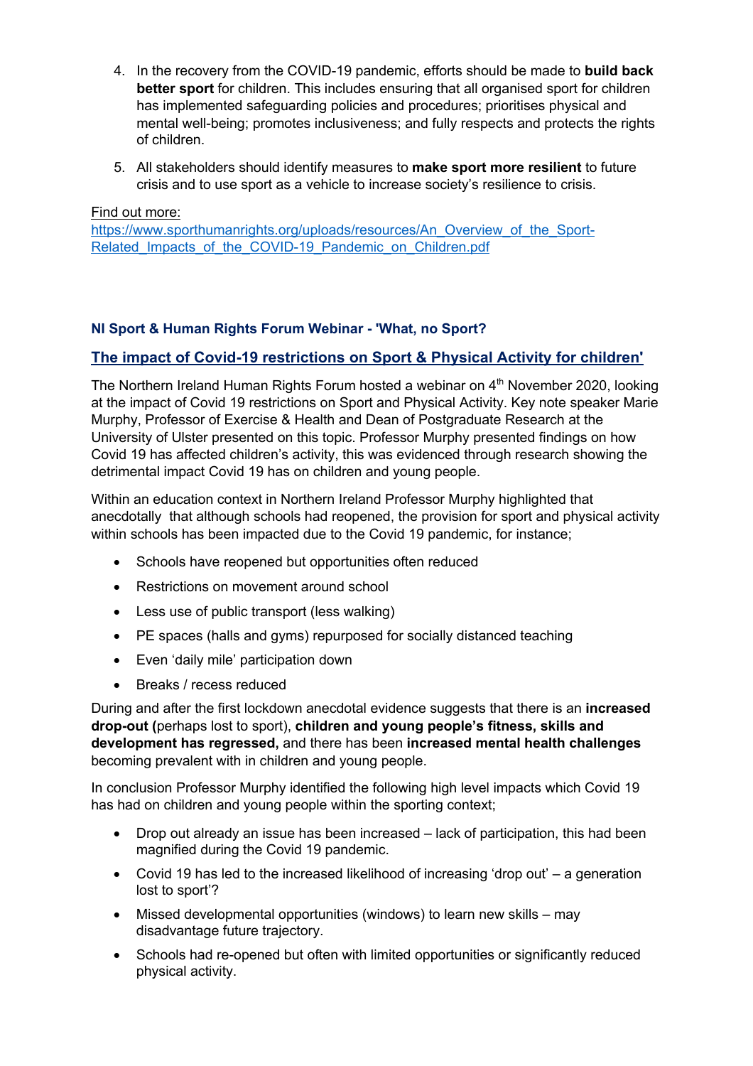4. In the recovery from the COVID-19 pandemic, efforts should be made to **build back better sport** for children. This includes ensuring that all organised sport for children has implemented safeguarding policies and procedures; prioritises physical and mental well-being; promotes inclusiveness; and fully respects and protects the rights of children.

5. All stakeholders should identify measures to **make sport more resilient** to future crisis and to use sport as a vehicle to increase society's resilience to crisis.

Find out more:
https://www.sporthumanrights.org/uploads/resources/An_Overview_of_the_Sport-Related_Impacts_of_the_COVID-19_Pandemic_on_Children.pdf

### NI Sport & Human Rights Forum Webinar - 'What, no Sport?

### The impact of Covid-19 restrictions on Sport & Physical Activity for children'

The Northern Ireland Human Rights Forum hosted a webinar on 4th November 2020, looking at the impact of Covid 19 restrictions on Sport and Physical Activity. Key note speaker Marie Murphy, Professor of Exercise & Health and Dean of Postgraduate Research at the University of Ulster presented on this topic. Professor Murphy presented findings on how Covid 19 has affected children's activity, this was evidenced through research showing the detrimental impact Covid 19 has on children and young people.

Within an education context in Northern Ireland Professor Murphy highlighted that anecdotally that although schools had reopened, the provision for sport and physical activity within schools has been impacted due to the Covid 19 pandemic, for instance;

- Schools have reopened but opportunities often reduced
- Restrictions on movement around school
- Less use of public transport (less walking)
- PE spaces (halls and gyms) repurposed for socially distanced teaching
- Even 'daily mile' participation down
- Breaks / recess reduced

During and after the first lockdown anecdotal evidence suggests that there is an **increased drop-out (**perhaps lost to sport), **children and young people's fitness, skills and development has regressed,** and there has been **increased mental health challenges** becoming prevalent with in children and young people.

In conclusion Professor Murphy identified the following high level impacts which Covid 19 has had on children and young people within the sporting context;

- Drop out already an issue has been increased – lack of participation, this had been magnified during the Covid 19 pandemic.
- Covid 19 has led to the increased likelihood of increasing 'drop out' – a generation lost to sport'?
- Missed developmental opportunities (windows) to learn new skills – may disadvantage future trajectory.
- Schools had re-opened but often with limited opportunities or significantly reduced physical activity.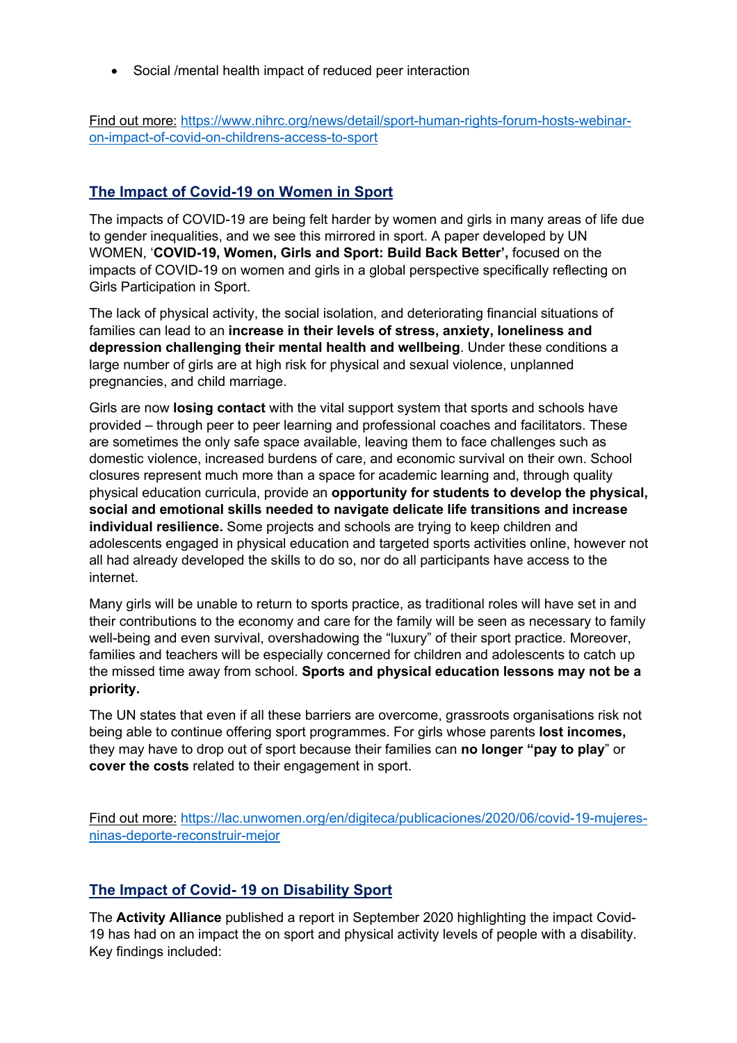- Social /mental health impact of reduced peer interaction

Find out more: https://www.nihrc.org/news/detail/sport-human-rights-forum-hosts-webinar-on-impact-of-covid-on-childrens-access-to-sport

## The Impact of Covid-19 on Women in Sport

The impacts of COVID-19 are being felt harder by women and girls in many areas of life due to gender inequalities, and we see this mirrored in sport. A paper developed by UN WOMEN, '**COVID-19, Women, Girls and Sport: Build Back Better',** focused on the impacts of COVID-19 on women and girls in a global perspective specifically reflecting on Girls Participation in Sport.

The lack of physical activity, the social isolation, and deteriorating financial situations of families can lead to an **increase in their levels of stress, anxiety, loneliness and depression challenging their mental health and wellbeing**. Under these conditions a large number of girls are at high risk for physical and sexual violence, unplanned pregnancies, and child marriage.

Girls are now **losing contact** with the vital support system that sports and schools have provided – through peer to peer learning and professional coaches and facilitators. These are sometimes the only safe space available, leaving them to face challenges such as domestic violence, increased burdens of care, and economic survival on their own. School closures represent much more than a space for academic learning and, through quality physical education curricula, provide an **opportunity for students to develop the physical, social and emotional skills needed to navigate delicate life transitions and increase individual resilience.** Some projects and schools are trying to keep children and adolescents engaged in physical education and targeted sports activities online, however not all had already developed the skills to do so, nor do all participants have access to the internet.

Many girls will be unable to return to sports practice, as traditional roles will have set in and their contributions to the economy and care for the family will be seen as necessary to family well-being and even survival, overshadowing the "luxury" of their sport practice. Moreover, families and teachers will be especially concerned for children and adolescents to catch up the missed time away from school. **Sports and physical education lessons may not be a priority.**

The UN states that even if all these barriers are overcome, grassroots organisations risk not being able to continue offering sport programmes. For girls whose parents **lost incomes,** they may have to drop out of sport because their families can **no longer "pay to play**" or **cover the costs** related to their engagement in sport.

Find out more: https://lac.unwomen.org/en/digiteca/publicaciones/2020/06/covid-19-mujeres-ninas-deporte-reconstruir-mejor

## The Impact of Covid- 19 on Disability Sport

The **Activity Alliance** published a report in September 2020 highlighting the impact Covid-19 has had on an impact the on sport and physical activity levels of people with a disability. Key findings included: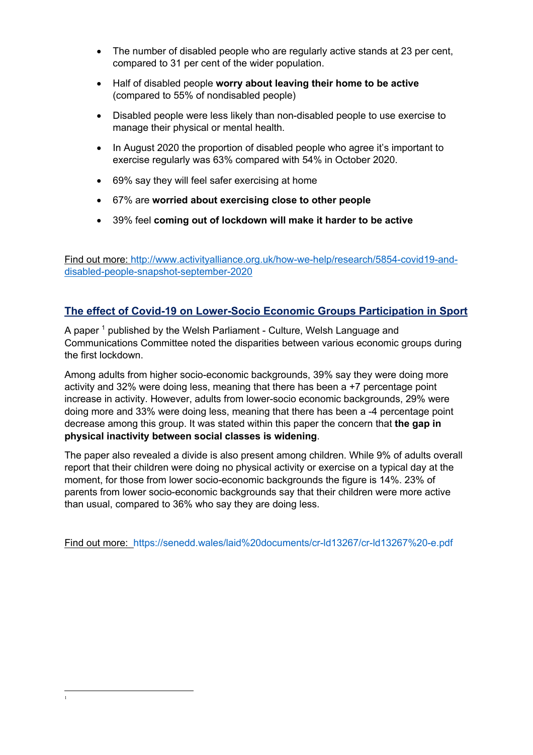- The number of disabled people who are regularly active stands at 23 per cent, compared to 31 per cent of the wider population.
- Half of disabled people **worry about leaving their home to be active** (compared to 55% of nondisabled people)
- Disabled people were less likely than non-disabled people to use exercise to manage their physical or mental health.
- In August 2020 the proportion of disabled people who agree it's important to exercise regularly was 63% compared with 54% in October 2020.
- 69% say they will feel safer exercising at home
- 67% are **worried about exercising close to other people**
- 39% feel **coming out of lockdown will make it harder to be active**

Find out more: http://www.activityalliance.org.uk/how-we-help/research/5854-covid19-and-disabled-people-snapshot-september-2020

## The effect of Covid-19 on Lower-Socio Economic Groups Participation in Sport

A paper [1] published by the Welsh Parliament - Culture, Welsh Language and Communications Committee noted the disparities between various economic groups during the first lockdown.

Among adults from higher socio-economic backgrounds, 39% say they were doing more activity and 32% were doing less, meaning that there has been a +7 percentage point increase in activity. However, adults from lower-socio economic backgrounds, 29% were doing more and 33% were doing less, meaning that there has been a -4 percentage point decrease among this group. It was stated within this paper the concern that **the gap in physical inactivity between social classes is widening**.

The paper also revealed a divide is also present among children. While 9% of adults overall report that their children were doing no physical activity or exercise on a typical day at the moment, for those from lower socio-economic backgrounds the figure is 14%. 23% of parents from lower socio-economic backgrounds say that their children were more active than usual, compared to 36% who say they are doing less.

Find out more: https://senedd.wales/laid%20documents/cr-ld13267/cr-ld13267%20-e.pdf

---

[1]